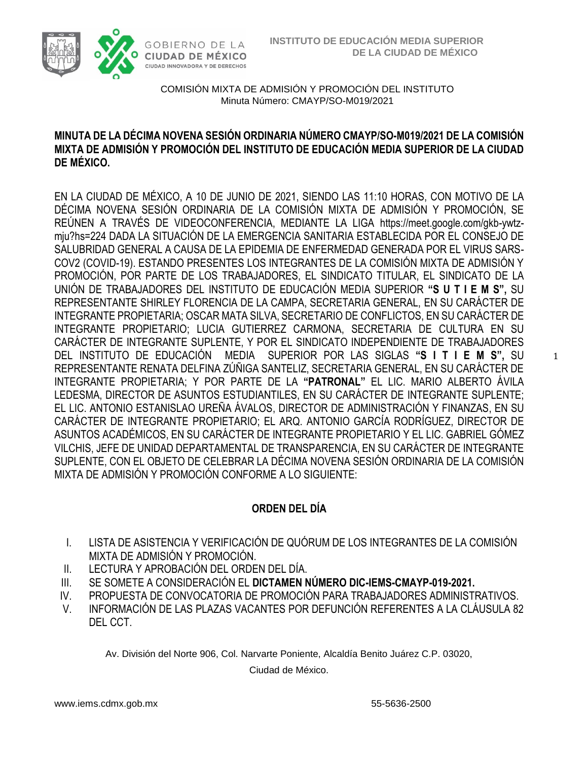INSTITUTO DE EDUCACIÓN MEDIA SUPERIOR
DE LA CIUDAD DE MÉXICO

COMISIÓN MIXTA DE ADMISIÓN Y PROMOCIÓN DEL INSTITUTO
Minuta Número: CMAYP/SO-M019/2021

**MINUTA DE LA DÉCIMA NOVENA SESIÓN ORDINARIA NÚMERO CMAYP/SO-M019/2021 DE LA COMISIÓN MIXTA DE ADMISIÓN Y PROMOCIÓN DEL INSTITUTO DE EDUCACIÓN MEDIA SUPERIOR DE LA CIUDAD DE MÉXICO.**

EN LA CIUDAD DE MÉXICO, A 10 DE JUNIO DE 2021, SIENDO LAS 11:10 HORAS, CON MOTIVO DE LA DÉCIMA NOVENA SESIÓN ORDINARIA DE LA COMISIÓN MIXTA DE ADMISIÓN Y PROMOCIÓN, SE REÚNEN A TRAVÉS DE VIDEOCONFERENCIA, MEDIANTE LA LIGA https://meet.google.com/gkb-ywtz-mju?hs=224 DADA LA SITUACIÓN DE LA EMERGENCIA SANITARIA ESTABLECIDA POR EL CONSEJO DE SALUBRIDAD GENERAL A CAUSA DE LA EPIDEMIA DE ENFERMEDAD GENERADA POR EL VIRUS SARS-COV2 (COVID-19). ESTANDO PRESENTES LOS INTEGRANTES DE LA COMISIÓN MIXTA DE ADMISIÓN Y PROMOCIÓN, POR PARTE DE LOS TRABAJADORES, EL SINDICATO TITULAR, EL SINDICATO DE LA UNIÓN DE TRABAJADORES DEL INSTITUTO DE EDUCACIÓN MEDIA SUPERIOR **"S U T I E M S",** SU REPRESENTANTE SHIRLEY FLORENCIA DE LA CAMPA, SECRETARIA GENERAL, EN SU CARÁCTER DE INTEGRANTE PROPIETARIA; OSCAR MATA SILVA, SECRETARIO DE CONFLICTOS, EN SU CARÁCTER DE INTEGRANTE PROPIETARIO; LUCIA GUTIERREZ CARMONA, SECRETARIA DE CULTURA EN SU CARÁCTER DE INTEGRANTE SUPLENTE, Y POR EL SINDICATO INDEPENDIENTE DE TRABAJADORES DEL INSTITUTO DE EDUCACIÓN MEDIA SUPERIOR POR LAS SIGLAS **"S I T I E M S",** SU REPRESENTANTE RENATA DELFINA ZÚÑIGA SANTELIZ, SECRETARIA GENERAL, EN SU CARÁCTER DE INTEGRANTE PROPIETARIA; Y POR PARTE DE LA **"PATRONAL"** EL LIC. MARIO ALBERTO ÁVILA LEDESMA, DIRECTOR DE ASUNTOS ESTUDIANTILES, EN SU CARÁCTER DE INTEGRANTE SUPLENTE; EL LIC. ANTONIO ESTANISLAO UREÑA ÁVALOS, DIRECTOR DE ADMINISTRACIÓN Y FINANZAS, EN SU CARÁCTER DE INTEGRANTE PROPIETARIO; EL ARQ. ANTONIO GARCÍA RODRÍGUEZ, DIRECTOR DE ASUNTOS ACADÉMICOS, EN SU CARÁCTER DE INTEGRANTE PROPIETARIO Y EL LIC. GABRIEL GÓMEZ VILCHIS, JEFE DE UNIDAD DEPARTAMENTAL DE TRANSPARENCIA, EN SU CARÁCTER DE INTEGRANTE SUPLENTE, CON EL OBJETO DE CELEBRAR LA DÉCIMA NOVENA SESIÓN ORDINARIA DE LA COMISIÓN MIXTA DE ADMISIÓN Y PROMOCIÓN CONFORME A LO SIGUIENTE:

## ORDEN DEL DÍA

I. LISTA DE ASISTENCIA Y VERIFICACIÓN DE QUÓRUM DE LOS INTEGRANTES DE LA COMISIÓN MIXTA DE ADMISIÓN Y PROMOCIÓN.
II. LECTURA Y APROBACIÓN DEL ORDEN DEL DÍA.
III. SE SOMETE A CONSIDERACIÓN EL **DICTAMEN NÚMERO DIC-IEMS-CMAYP-019-2021.**
IV. PROPUESTA DE CONVOCATORIA DE PROMOCIÓN PARA TRABAJADORES ADMINISTRATIVOS.
V. INFORMACIÓN DE LAS PLAZAS VACANTES POR DEFUNCIÓN REFERENTES A LA CLÁUSULA 82 DEL CCT.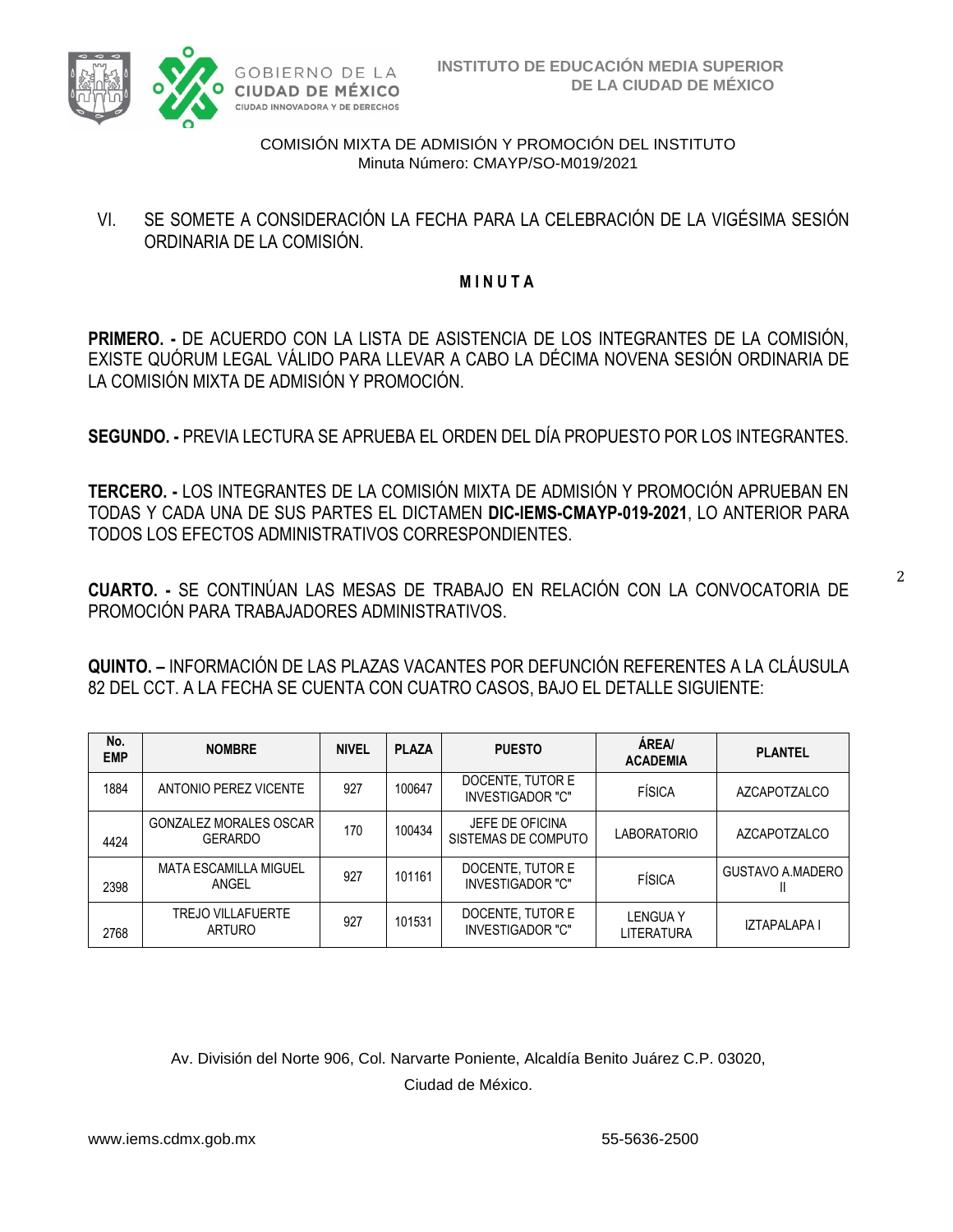COMISIÓN MIXTA DE ADMISIÓN Y PROMOCIÓN DEL INSTITUTO
Minuta Número: CMAYP/SO-M019/2021

VI. SE SOMETE A CONSIDERACIÓN LA FECHA PARA LA CELEBRACIÓN DE LA VIGÉSIMA SESIÓN ORDINARIA DE LA COMISIÓN.

## M I N U T A

**PRIMERO. -** DE ACUERDO CON LA LISTA DE ASISTENCIA DE LOS INTEGRANTES DE LA COMISIÓN, EXISTE QUÓRUM LEGAL VÁLIDO PARA LLEVAR A CABO LA DÉCIMA NOVENA SESIÓN ORDINARIA DE LA COMISIÓN MIXTA DE ADMISIÓN Y PROMOCIÓN.

**SEGUNDO. -** PREVIA LECTURA SE APRUEBA EL ORDEN DEL DÍA PROPUESTO POR LOS INTEGRANTES.

**TERCERO. -** LOS INTEGRANTES DE LA COMISIÓN MIXTA DE ADMISIÓN Y PROMOCIÓN APRUEBAN EN TODAS Y CADA UNA DE SUS PARTES EL DICTAMEN **DIC-IEMS-CMAYP-019-2021**, LO ANTERIOR PARA TODOS LOS EFECTOS ADMINISTRATIVOS CORRESPONDIENTES.

**CUARTO. -** SE CONTINÚAN LAS MESAS DE TRABAJO EN RELACIÓN CON LA CONVOCATORIA DE PROMOCIÓN PARA TRABAJADORES ADMINISTRATIVOS.

**QUINTO. –** INFORMACIÓN DE LAS PLAZAS VACANTES POR DEFUNCIÓN REFERENTES A LA CLÁUSULA 82 DEL CCT. A LA FECHA SE CUENTA CON CUATRO CASOS, BAJO EL DETALLE SIGUIENTE:

| No. EMP | NOMBRE | NIVEL | PLAZA | PUESTO | ÁREA/ ACADEMIA | PLANTEL |
|---|---|---|---|---|---|---|
| 1884 | ANTONIO PEREZ VICENTE | 927 | 100647 | DOCENTE, TUTOR E INVESTIGADOR "C" | FÍSICA | AZCAPOTZALCO |
| 4424 | GONZALEZ MORALES OSCAR GERARDO | 170 | 100434 | JEFE DE OFICINA SISTEMAS DE COMPUTO | LABORATORIO | AZCAPOTZALCO |
| 2398 | MATA ESCAMILLA MIGUEL ANGEL | 927 | 101161 | DOCENTE, TUTOR E INVESTIGADOR "C" | FÍSICA | GUSTAVO A.MADERO II |
| 2768 | TREJO VILLAFUERTE ARTURO | 927 | 101531 | DOCENTE, TUTOR E INVESTIGADOR "C" | LENGUA Y LITERATURA | IZTAPALAPA I |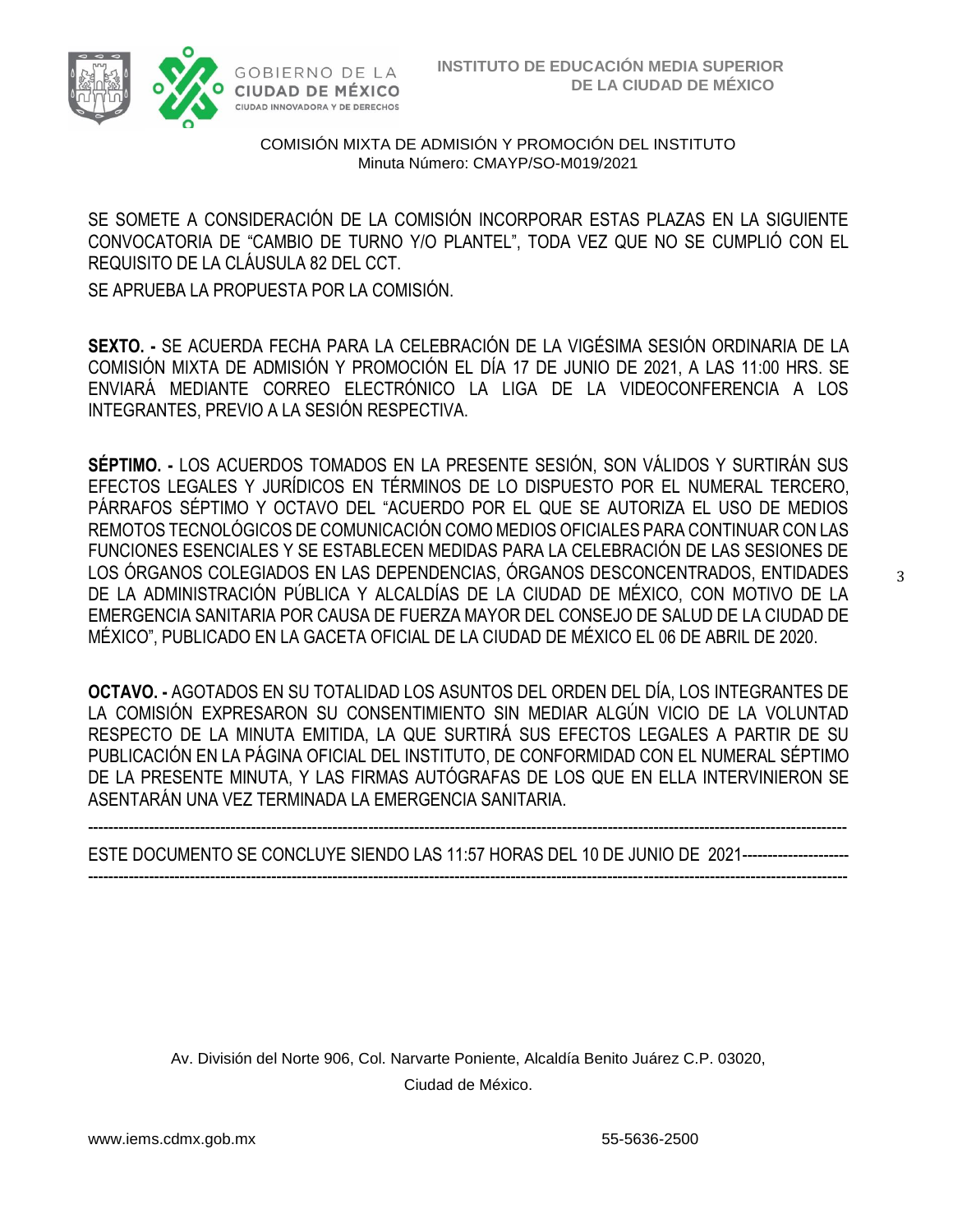SE SOMETE A CONSIDERACIÓN DE LA COMISIÓN INCORPORAR ESTAS PLAZAS EN LA SIGUIENTE CONVOCATORIA DE "CAMBIO DE TURNO Y/O PLANTEL", TODA VEZ QUE NO SE CUMPLIÓ CON EL REQUISITO DE LA CLÁUSULA 82 DEL CCT.

SE APRUEBA LA PROPUESTA POR LA COMISIÓN.

**SEXTO. -** SE ACUERDA FECHA PARA LA CELEBRACIÓN DE LA VIGÉSIMA SESIÓN ORDINARIA DE LA COMISIÓN MIXTA DE ADMISIÓN Y PROMOCIÓN EL DÍA 17 DE JUNIO DE 2021, A LAS 11:00 HRS. SE ENVIARÁ MEDIANTE CORREO ELECTRÓNICO LA LIGA DE LA VIDEOCONFERENCIA A LOS INTEGRANTES, PREVIO A LA SESIÓN RESPECTIVA.

**SÉPTIMO. -** LOS ACUERDOS TOMADOS EN LA PRESENTE SESIÓN, SON VÁLIDOS Y SURTIRÁN SUS EFECTOS LEGALES Y JURÍDICOS EN TÉRMINOS DE LO DISPUESTO POR EL NUMERAL TERCERO, PÁRRAFOS SÉPTIMO Y OCTAVO DEL "ACUERDO POR EL QUE SE AUTORIZA EL USO DE MEDIOS REMOTOS TECNOLÓGICOS DE COMUNICACIÓN COMO MEDIOS OFICIALES PARA CONTINUAR CON LAS FUNCIONES ESENCIALES Y SE ESTABLECEN MEDIDAS PARA LA CELEBRACIÓN DE LAS SESIONES DE LOS ÓRGANOS COLEGIADOS EN LAS DEPENDENCIAS, ÓRGANOS DESCONCENTRADOS, ENTIDADES DE LA ADMINISTRACIÓN PÚBLICA Y ALCALDÍAS DE LA CIUDAD DE MÉXICO, CON MOTIVO DE LA EMERGENCIA SANITARIA POR CAUSA DE FUERZA MAYOR DEL CONSEJO DE SALUD DE LA CIUDAD DE MÉXICO", PUBLICADO EN LA GACETA OFICIAL DE LA CIUDAD DE MÉXICO EL 06 DE ABRIL DE 2020.

**OCTAVO. -** AGOTADOS EN SU TOTALIDAD LOS ASUNTOS DEL ORDEN DEL DÍA, LOS INTEGRANTES DE LA COMISIÓN EXPRESARON SU CONSENTIMIENTO SIN MEDIAR ALGÚN VICIO DE LA VOLUNTAD RESPECTO DE LA MINUTA EMITIDA, LA QUE SURTIRÁ SUS EFECTOS LEGALES A PARTIR DE SU PUBLICACIÓN EN LA PÁGINA OFICIAL DEL INSTITUTO, DE CONFORMIDAD CON EL NUMERAL SÉPTIMO DE LA PRESENTE MINUTA, Y LAS FIRMAS AUTÓGRAFAS DE LOS QUE EN ELLA INTERVINIERON SE ASENTARÁN UNA VEZ TERMINADA LA EMERGENCIA SANITARIA.

-----------------------------------------------------------------------------------------------------------------------------------------

ESTE DOCUMENTO SE CONCLUYE SIENDO LAS 11:57 HORAS DEL 10 DE JUNIO DE 2021--------------------

-----------------------------------------------------------------------------------------------------------------------------------------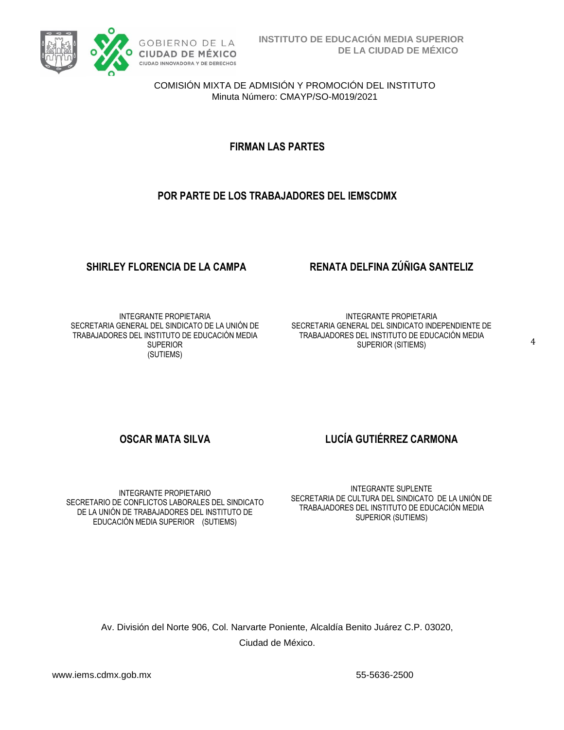COMISIÓN MIXTA DE ADMISIÓN Y PROMOCIÓN DEL INSTITUTO
Minuta Número: CMAYP/SO-M019/2021

## FIRMAN LAS PARTES

## POR PARTE DE LOS TRABAJADORES DEL IEMSCDMX

**SHIRLEY FLORENCIA DE LA CAMPA**

INTEGRANTE PROPIETARIA
SECRETARIA GENERAL DEL SINDICATO DE LA UNIÓN DE TRABAJADORES DEL INSTITUTO DE EDUCACIÓN MEDIA SUPERIOR
(SUTIEMS)

**RENATA DELFINA ZÚÑIGA SANTELIZ**

INTEGRANTE PROPIETARIA
SECRETARIA GENERAL DEL SINDICATO INDEPENDIENTE DE TRABAJADORES DEL INSTITUTO DE EDUCACIÓN MEDIA SUPERIOR (SITIEMS)

**OSCAR MATA SILVA**

INTEGRANTE PROPIETARIO
SECRETARIO DE CONFLICTOS LABORALES DEL SINDICATO DE LA UNIÓN DE TRABAJADORES DEL INSTITUTO DE EDUCACIÓN MEDIA SUPERIOR (SUTIEMS)

**LUCÍA GUTIÉRREZ CARMONA**

INTEGRANTE SUPLENTE
SECRETARIA DE CULTURA DEL SINDICATO DE LA UNIÓN DE TRABAJADORES DEL INSTITUTO DE EDUCACIÓN MEDIA SUPERIOR (SUTIEMS)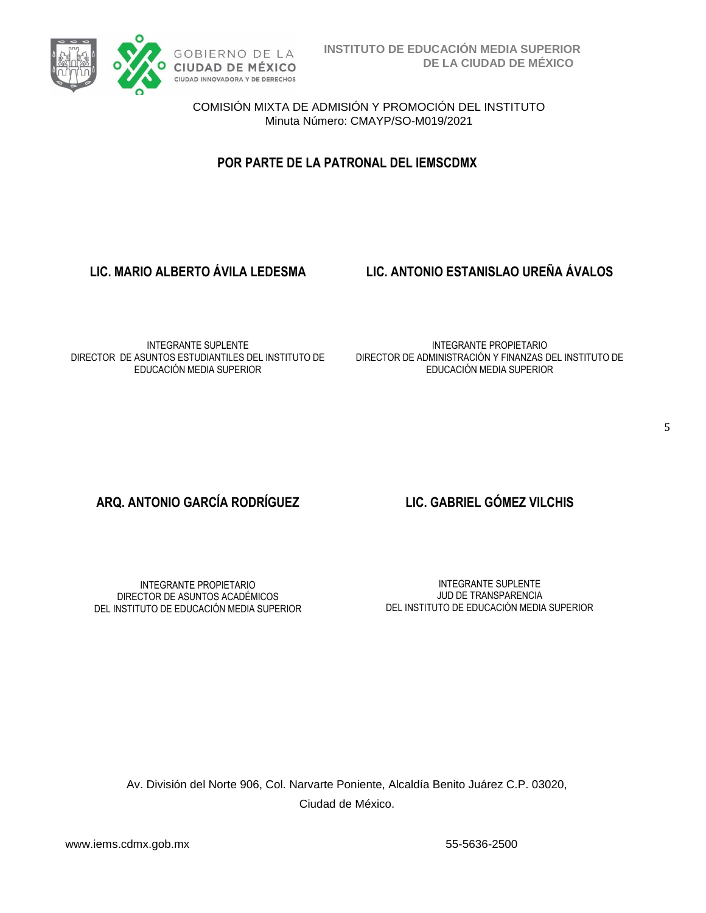COMISIÓN MIXTA DE ADMISIÓN Y PROMOCIÓN DEL INSTITUTO
Minuta Número: CMAYP/SO-M019/2021

## POR PARTE DE LA PATRONAL DEL IEMSCDMX

**LIC. MARIO ALBERTO ÁVILA LEDESMA**

INTEGRANTE SUPLENTE
DIRECTOR DE ASUNTOS ESTUDIANTILES DEL INSTITUTO DE EDUCACIÓN MEDIA SUPERIOR

**LIC. ANTONIO ESTANISLAO UREÑA ÁVALOS**

INTEGRANTE PROPIETARIO
DIRECTOR DE ADMINISTRACIÓN Y FINANZAS DEL INSTITUTO DE EDUCACIÓN MEDIA SUPERIOR

**ARQ. ANTONIO GARCÍA RODRÍGUEZ**

INTEGRANTE PROPIETARIO
DIRECTOR DE ASUNTOS ACADÉMICOS
DEL INSTITUTO DE EDUCACIÓN MEDIA SUPERIOR

**LIC. GABRIEL GÓMEZ VILCHIS**

INTEGRANTE SUPLENTE
JUD DE TRANSPARENCIA
DEL INSTITUTO DE EDUCACIÓN MEDIA SUPERIOR